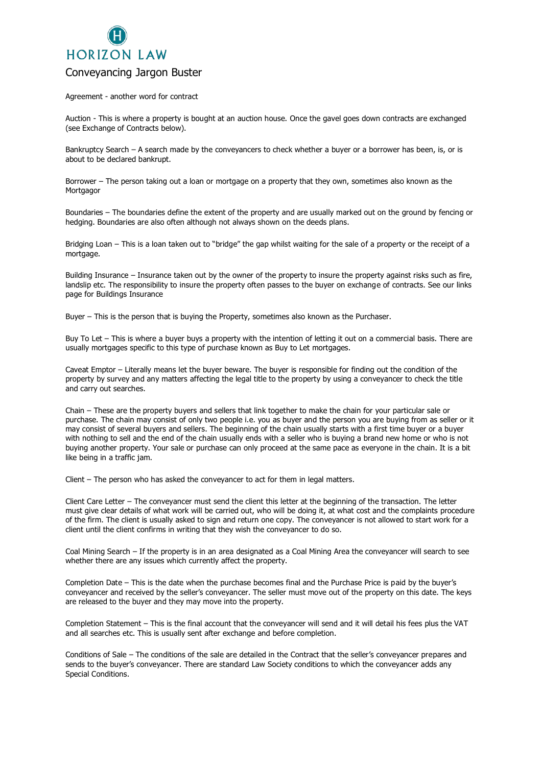HORIZON LAW

# Conveyancing Jargon Buster

Agreement - another word for contract

Auction - This is where a property is bought at an auction house. Once the gavel goes down contracts are exchanged (see Exchange of Contracts below).

Bankruptcy Search – A search made by the conveyancers to check whether a buyer or a borrower has been, is, or is about to be declared bankrupt.

Borrower – The person taking out a loan or mortgage on a property that they own, sometimes also known as the Mortgagor

Boundaries – The boundaries define the extent of the property and are usually marked out on the ground by fencing or hedging. Boundaries are also often although not always shown on the deeds plans.

Bridging Loan – This is a loan taken out to "bridge" the gap whilst waiting for the sale of a property or the receipt of a mortgage.

Building Insurance – Insurance taken out by the owner of the property to insure the property against risks such as fire, landslip etc. The responsibility to insure the property often passes to the buyer on exchange of contracts. See our links page for Buildings Insurance

Buyer – This is the person that is buying the Property, sometimes also known as the Purchaser.

Buy To Let – This is where a buyer buys a property with the intention of letting it out on a commercial basis. There are usually mortgages specific to this type of purchase known as Buy to Let mortgages.

Caveat Emptor – Literally means let the buyer beware. The buyer is responsible for finding out the condition of the property by survey and any matters affecting the legal title to the property by using a conveyancer to check the title and carry out searches.

Chain – These are the property buyers and sellers that link together to make the chain for your particular sale or purchase. The chain may consist of only two people i.e. you as buyer and the person you are buying from as seller or it may consist of several buyers and sellers. The beginning of the chain usually starts with a first time buyer or a buyer with nothing to sell and the end of the chain usually ends with a seller who is buying a brand new home or who is not buying another property. Your sale or purchase can only proceed at the same pace as everyone in the chain. It is a bit like being in a traffic jam.

Client – The person who has asked the conveyancer to act for them in legal matters.

Client Care Letter – The conveyancer must send the client this letter at the beginning of the transaction. The letter must give clear details of what work will be carried out, who will be doing it, at what cost and the complaints procedure of the firm. The client is usually asked to sign and return one copy. The conveyancer is not allowed to start work for a client until the client confirms in writing that they wish the conveyancer to do so.

Coal Mining Search – If the property is in an area designated as a Coal Mining Area the conveyancer will search to see whether there are any issues which currently affect the property.

Completion Date – This is the date when the purchase becomes final and the Purchase Price is paid by the buyer's conveyancer and received by the seller's conveyancer. The seller must move out of the property on this date. The keys are released to the buyer and they may move into the property.

Completion Statement – This is the final account that the conveyancer will send and it will detail his fees plus the VAT and all searches etc. This is usually sent after exchange and before completion.

Conditions of Sale – The conditions of the sale are detailed in the Contract that the seller's conveyancer prepares and sends to the buyer's conveyancer. There are standard Law Society conditions to which the conveyancer adds any Special Conditions.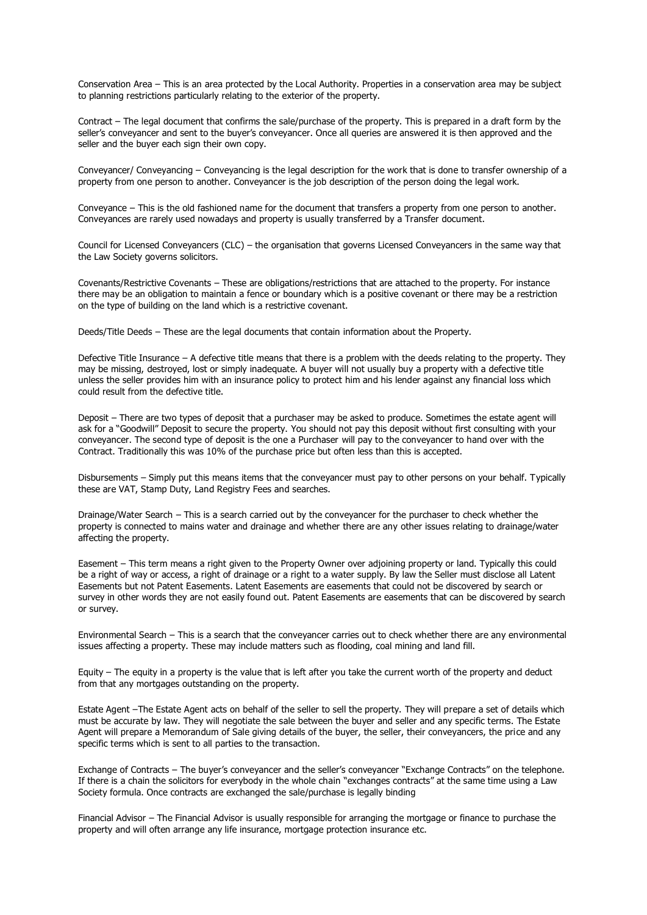Conservation Area – This is an area protected by the Local Authority. Properties in a conservation area may be subject to planning restrictions particularly relating to the exterior of the property.

Contract – The legal document that confirms the sale/purchase of the property. This is prepared in a draft form by the seller's conveyancer and sent to the buyer's conveyancer. Once all queries are answered it is then approved and the seller and the buyer each sign their own copy.

Conveyancer/ Conveyancing – Conveyancing is the legal description for the work that is done to transfer ownership of a property from one person to another. Conveyancer is the job description of the person doing the legal work.

Conveyance – This is the old fashioned name for the document that transfers a property from one person to another. Conveyances are rarely used nowadays and property is usually transferred by a Transfer document.

Council for Licensed Conveyancers (CLC) – the organisation that governs Licensed Conveyancers in the same way that the Law Society governs solicitors.

Covenants/Restrictive Covenants – These are obligations/restrictions that are attached to the property. For instance there may be an obligation to maintain a fence or boundary which is a positive covenant or there may be a restriction on the type of building on the land which is a restrictive covenant.

Deeds/Title Deeds – These are the legal documents that contain information about the Property.

Defective Title Insurance – A defective title means that there is a problem with the deeds relating to the property. They may be missing, destroyed, lost or simply inadequate. A buyer will not usually buy a property with a defective title unless the seller provides him with an insurance policy to protect him and his lender against any financial loss which could result from the defective title.

Deposit – There are two types of deposit that a purchaser may be asked to produce. Sometimes the estate agent will ask for a "Goodwill" Deposit to secure the property. You should not pay this deposit without first consulting with your conveyancer. The second type of deposit is the one a Purchaser will pay to the conveyancer to hand over with the Contract. Traditionally this was 10% of the purchase price but often less than this is accepted.

Disbursements – Simply put this means items that the conveyancer must pay to other persons on your behalf. Typically these are VAT, Stamp Duty, Land Registry Fees and searches.

Drainage/Water Search – This is a search carried out by the conveyancer for the purchaser to check whether the property is connected to mains water and drainage and whether there are any other issues relating to drainage/water affecting the property.

Easement – This term means a right given to the Property Owner over adjoining property or land. Typically this could be a right of way or access, a right of drainage or a right to a water supply. By law the Seller must disclose all Latent Easements but not Patent Easements. Latent Easements are easements that could not be discovered by search or survey in other words they are not easily found out. Patent Easements are easements that can be discovered by search or survey.

Environmental Search – This is a search that the conveyancer carries out to check whether there are any environmental issues affecting a property. These may include matters such as flooding, coal mining and land fill.

Equity – The equity in a property is the value that is left after you take the current worth of the property and deduct from that any mortgages outstanding on the property.

Estate Agent –The Estate Agent acts on behalf of the seller to sell the property. They will prepare a set of details which must be accurate by law. They will negotiate the sale between the buyer and seller and any specific terms. The Estate Agent will prepare a Memorandum of Sale giving details of the buyer, the seller, their conveyancers, the price and any specific terms which is sent to all parties to the transaction.

Exchange of Contracts – The buyer's conveyancer and the seller's conveyancer "Exchange Contracts" on the telephone. If there is a chain the solicitors for everybody in the whole chain "exchanges contracts" at the same time using a Law Society formula. Once contracts are exchanged the sale/purchase is legally binding

Financial Advisor – The Financial Advisor is usually responsible for arranging the mortgage or finance to purchase the property and will often arrange any life insurance, mortgage protection insurance etc.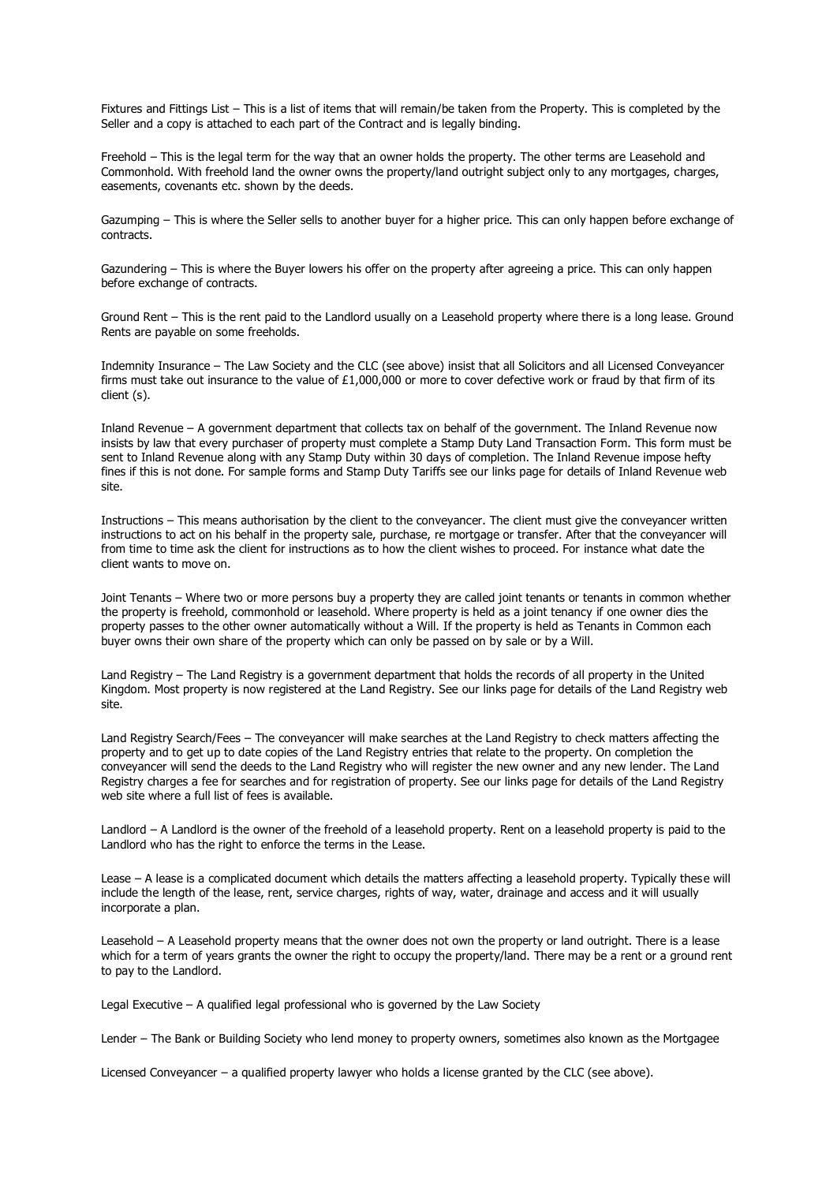Fixtures and Fittings List – This is a list of items that will remain/be taken from the Property. This is completed by the Seller and a copy is attached to each part of the Contract and is legally binding.

Freehold – This is the legal term for the way that an owner holds the property. The other terms are Leasehold and Commonhold. With freehold land the owner owns the property/land outright subject only to any mortgages, charges, easements, covenants etc. shown by the deeds.

Gazumping – This is where the Seller sells to another buyer for a higher price. This can only happen before exchange of contracts.

Gazundering – This is where the Buyer lowers his offer on the property after agreeing a price. This can only happen before exchange of contracts.

Ground Rent – This is the rent paid to the Landlord usually on a Leasehold property where there is a long lease. Ground Rents are payable on some freeholds.

Indemnity Insurance – The Law Society and the CLC (see above) insist that all Solicitors and all Licensed Conveyancer firms must take out insurance to the value of £1,000,000 or more to cover defective work or fraud by that firm of its client (s).

Inland Revenue – A government department that collects tax on behalf of the government. The Inland Revenue now insists by law that every purchaser of property must complete a Stamp Duty Land Transaction Form. This form must be sent to Inland Revenue along with any Stamp Duty within 30 days of completion. The Inland Revenue impose hefty fines if this is not done. For sample forms and Stamp Duty Tariffs see our links page for details of Inland Revenue web site.

Instructions – This means authorisation by the client to the conveyancer. The client must give the conveyancer written instructions to act on his behalf in the property sale, purchase, re mortgage or transfer. After that the conveyancer will from time to time ask the client for instructions as to how the client wishes to proceed. For instance what date the client wants to move on.

Joint Tenants – Where two or more persons buy a property they are called joint tenants or tenants in common whether the property is freehold, commonhold or leasehold. Where property is held as a joint tenancy if one owner dies the property passes to the other owner automatically without a Will. If the property is held as Tenants in Common each buyer owns their own share of the property which can only be passed on by sale or by a Will.

Land Registry – The Land Registry is a government department that holds the records of all property in the United Kingdom. Most property is now registered at the Land Registry. See our links page for details of the Land Registry web site.

Land Registry Search/Fees – The conveyancer will make searches at the Land Registry to check matters affecting the property and to get up to date copies of the Land Registry entries that relate to the property. On completion the conveyancer will send the deeds to the Land Registry who will register the new owner and any new lender. The Land Registry charges a fee for searches and for registration of property. See our links page for details of the Land Registry web site where a full list of fees is available.

Landlord – A Landlord is the owner of the freehold of a leasehold property. Rent on a leasehold property is paid to the Landlord who has the right to enforce the terms in the Lease.

Lease – A lease is a complicated document which details the matters affecting a leasehold property. Typically these will include the length of the lease, rent, service charges, rights of way, water, drainage and access and it will usually incorporate a plan.

Leasehold – A Leasehold property means that the owner does not own the property or land outright. There is a lease which for a term of years grants the owner the right to occupy the property/land. There may be a rent or a ground rent to pay to the Landlord.

Legal Executive – A qualified legal professional who is governed by the Law Society

Lender – The Bank or Building Society who lend money to property owners, sometimes also known as the Mortgagee

Licensed Conveyancer – a qualified property lawyer who holds a license granted by the CLC (see above).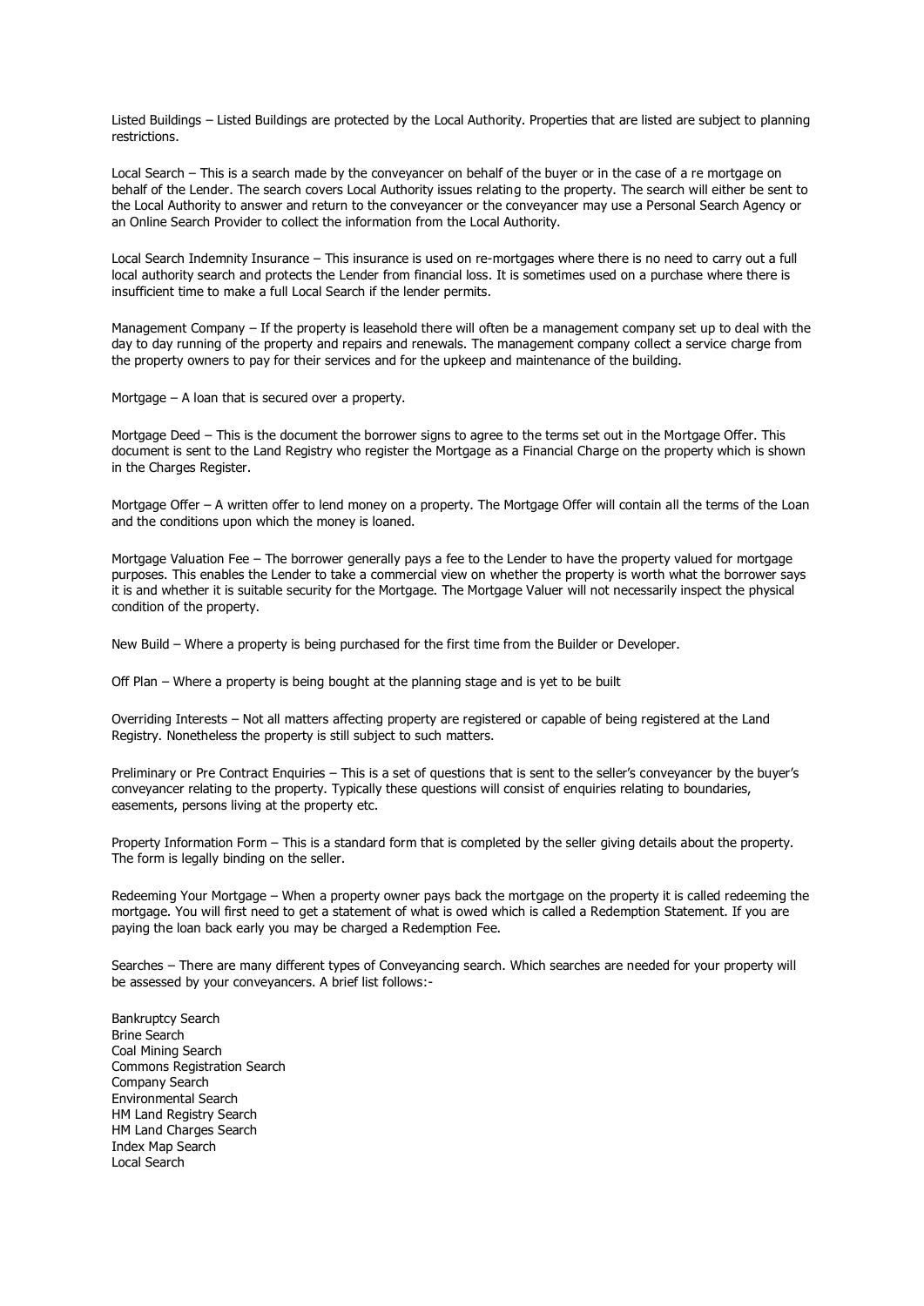Listed Buildings – Listed Buildings are protected by the Local Authority. Properties that are listed are subject to planning restrictions.

Local Search – This is a search made by the conveyancer on behalf of the buyer or in the case of a re mortgage on behalf of the Lender. The search covers Local Authority issues relating to the property. The search will either be sent to the Local Authority to answer and return to the conveyancer or the conveyancer may use a Personal Search Agency or an Online Search Provider to collect the information from the Local Authority.

Local Search Indemnity Insurance – This insurance is used on re-mortgages where there is no need to carry out a full local authority search and protects the Lender from financial loss. It is sometimes used on a purchase where there is insufficient time to make a full Local Search if the lender permits.

Management Company – If the property is leasehold there will often be a management company set up to deal with the day to day running of the property and repairs and renewals. The management company collect a service charge from the property owners to pay for their services and for the upkeep and maintenance of the building.

Mortgage – A loan that is secured over a property.

Mortgage Deed – This is the document the borrower signs to agree to the terms set out in the Mortgage Offer. This document is sent to the Land Registry who register the Mortgage as a Financial Charge on the property which is shown in the Charges Register.

Mortgage Offer – A written offer to lend money on a property. The Mortgage Offer will contain all the terms of the Loan and the conditions upon which the money is loaned.

Mortgage Valuation Fee – The borrower generally pays a fee to the Lender to have the property valued for mortgage purposes. This enables the Lender to take a commercial view on whether the property is worth what the borrower says it is and whether it is suitable security for the Mortgage. The Mortgage Valuer will not necessarily inspect the physical condition of the property.

New Build – Where a property is being purchased for the first time from the Builder or Developer.

Off Plan – Where a property is being bought at the planning stage and is yet to be built

Overriding Interests – Not all matters affecting property are registered or capable of being registered at the Land Registry. Nonetheless the property is still subject to such matters.

Preliminary or Pre Contract Enquiries – This is a set of questions that is sent to the seller's conveyancer by the buyer's conveyancer relating to the property. Typically these questions will consist of enquiries relating to boundaries, easements, persons living at the property etc.

Property Information Form – This is a standard form that is completed by the seller giving details about the property. The form is legally binding on the seller.

Redeeming Your Mortgage – When a property owner pays back the mortgage on the property it is called redeeming the mortgage. You will first need to get a statement of what is owed which is called a Redemption Statement. If you are paying the loan back early you may be charged a Redemption Fee.

Searches – There are many different types of Conveyancing search. Which searches are needed for your property will be assessed by your conveyancers. A brief list follows:-

Bankruptcy Search
Brine Search
Coal Mining Search
Commons Registration Search
Company Search
Environmental Search
HM Land Registry Search
HM Land Charges Search
Index Map Search
Local Search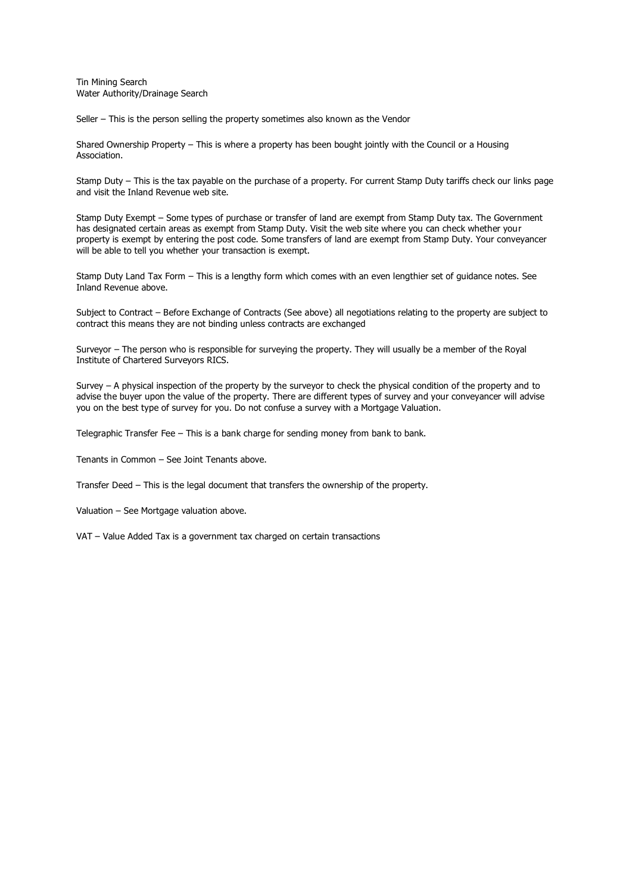Tin Mining Search
Water Authority/Drainage Search

Seller – This is the person selling the property sometimes also known as the Vendor

Shared Ownership Property – This is where a property has been bought jointly with the Council or a Housing Association.

Stamp Duty – This is the tax payable on the purchase of a property. For current Stamp Duty tariffs check our links page and visit the Inland Revenue web site.

Stamp Duty Exempt – Some types of purchase or transfer of land are exempt from Stamp Duty tax. The Government has designated certain areas as exempt from Stamp Duty. Visit the web site where you can check whether your property is exempt by entering the post code. Some transfers of land are exempt from Stamp Duty. Your conveyancer will be able to tell you whether your transaction is exempt.

Stamp Duty Land Tax Form – This is a lengthy form which comes with an even lengthier set of guidance notes. See Inland Revenue above.

Subject to Contract – Before Exchange of Contracts (See above) all negotiations relating to the property are subject to contract this means they are not binding unless contracts are exchanged

Surveyor – The person who is responsible for surveying the property. They will usually be a member of the Royal Institute of Chartered Surveyors RICS.

Survey – A physical inspection of the property by the surveyor to check the physical condition of the property and to advise the buyer upon the value of the property. There are different types of survey and your conveyancer will advise you on the best type of survey for you. Do not confuse a survey with a Mortgage Valuation.

Telegraphic Transfer Fee – This is a bank charge for sending money from bank to bank.

Tenants in Common – See Joint Tenants above.

Transfer Deed – This is the legal document that transfers the ownership of the property.

Valuation – See Mortgage valuation above.

VAT – Value Added Tax is a government tax charged on certain transactions